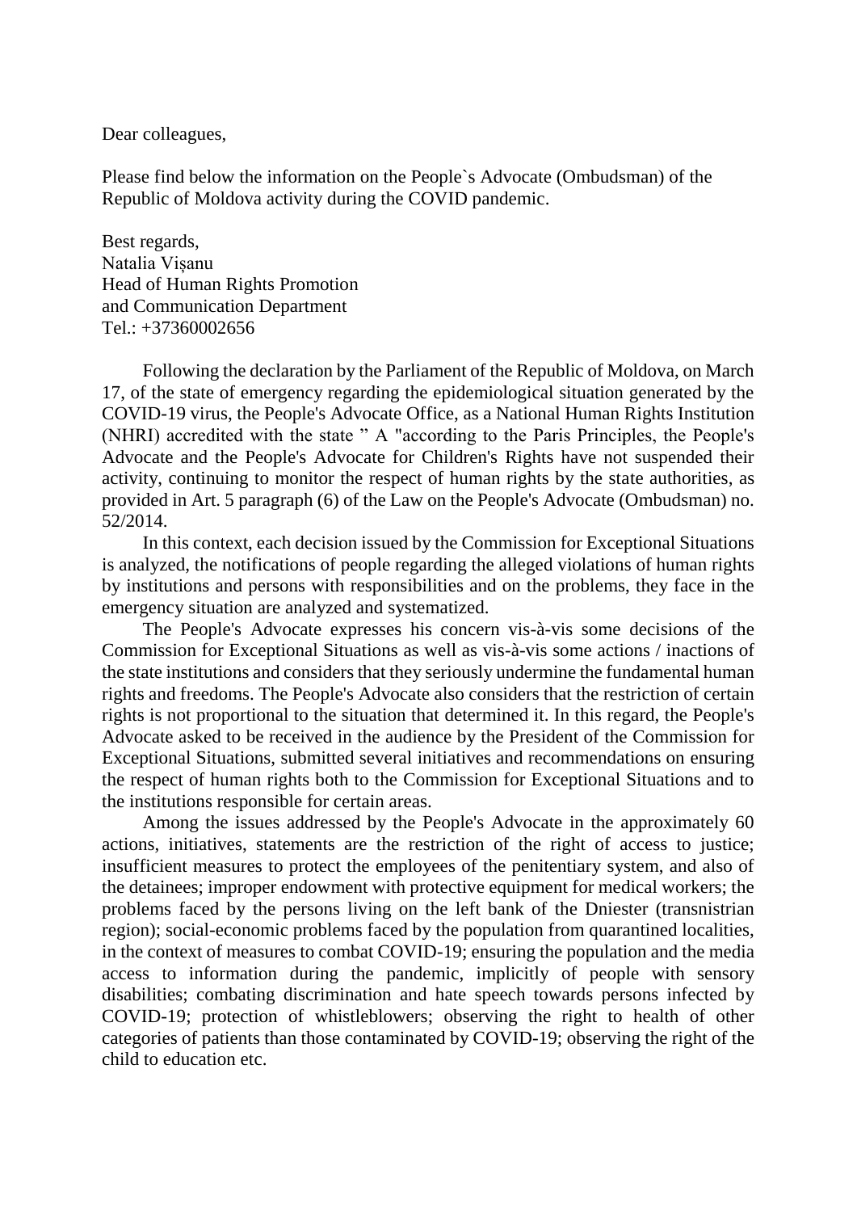Dear colleagues,

Please find below the information on the People`s Advocate (Ombudsman) of the Republic of Moldova activity during the COVID pandemic.

Best regards,
Natalia Vișanu
Head of Human Rights Promotion
and Communication Department
Tel.: +37360002656

Following the declaration by the Parliament of the Republic of Moldova, on March 17, of the state of emergency regarding the epidemiological situation generated by the COVID-19 virus, the People's Advocate Office, as a National Human Rights Institution (NHRI) accredited with the state " A "according to the Paris Principles, the People's Advocate and the People's Advocate for Children's Rights have not suspended their activity, continuing to monitor the respect of human rights by the state authorities, as provided in Art. 5 paragraph (6) of the Law on the People's Advocate (Ombudsman) no. 52/2014.

In this context, each decision issued by the Commission for Exceptional Situations is analyzed, the notifications of people regarding the alleged violations of human rights by institutions and persons with responsibilities and on the problems, they face in the emergency situation are analyzed and systematized.

The People's Advocate expresses his concern vis-à-vis some decisions of the Commission for Exceptional Situations as well as vis-à-vis some actions / inactions of the state institutions and considers that they seriously undermine the fundamental human rights and freedoms. The People's Advocate also considers that the restriction of certain rights is not proportional to the situation that determined it. In this regard, the People's Advocate asked to be received in the audience by the President of the Commission for Exceptional Situations, submitted several initiatives and recommendations on ensuring the respect of human rights both to the Commission for Exceptional Situations and to the institutions responsible for certain areas.

Among the issues addressed by the People's Advocate in the approximately 60 actions, initiatives, statements are the restriction of the right of access to justice; insufficient measures to protect the employees of the penitentiary system, and also of the detainees; improper endowment with protective equipment for medical workers; the problems faced by the persons living on the left bank of the Dniester (transnistrian region); social-economic problems faced by the population from quarantined localities, in the context of measures to combat COVID-19; ensuring the population and the media access to information during the pandemic, implicitly of people with sensory disabilities; combating discrimination and hate speech towards persons infected by COVID-19; protection of whistleblowers; observing the right to health of other categories of patients than those contaminated by COVID-19; observing the right of the child to education etc.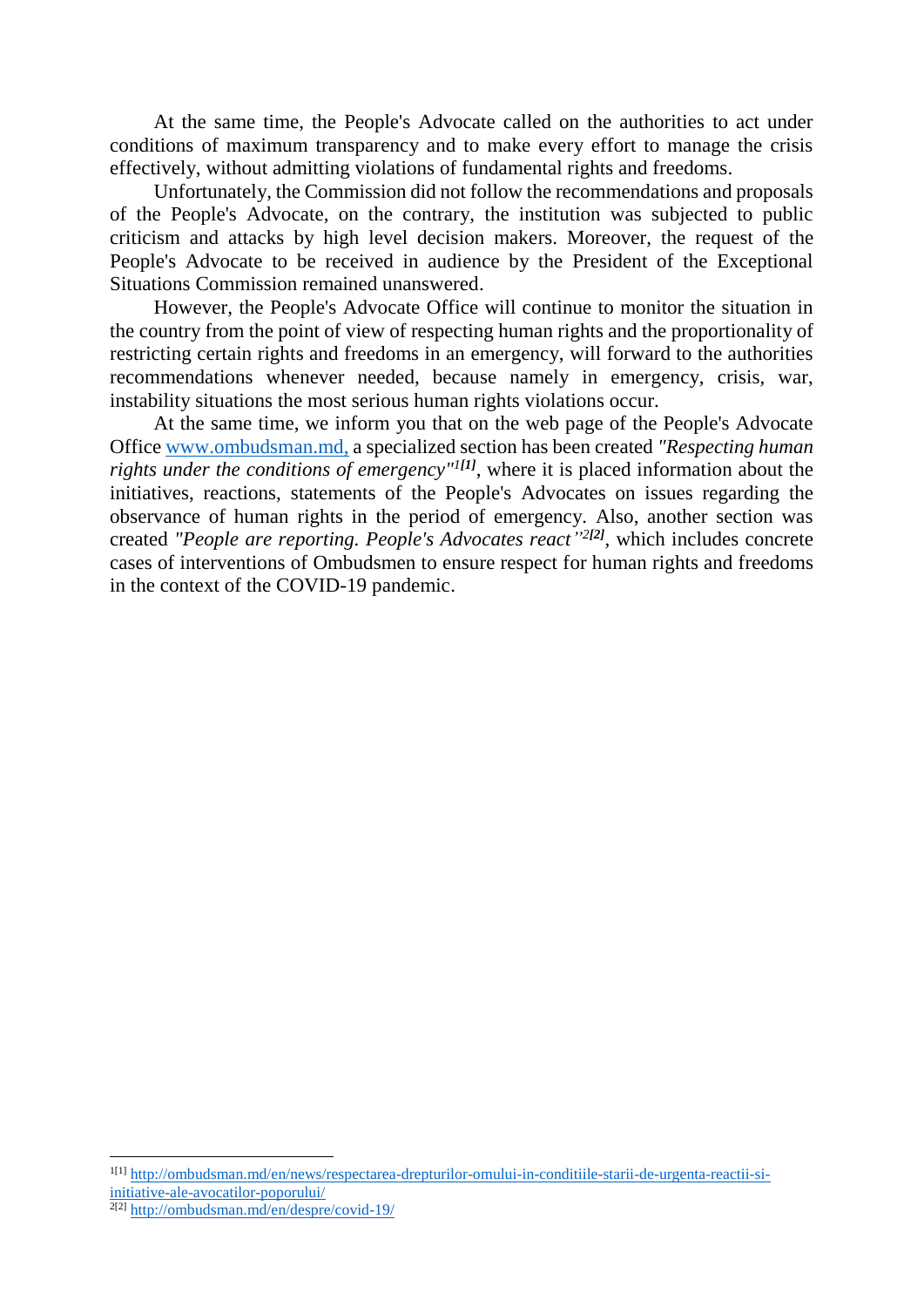At the same time, the People's Advocate called on the authorities to act under conditions of maximum transparency and to make every effort to manage the crisis effectively, without admitting violations of fundamental rights and freedoms.

Unfortunately, the Commission did not follow the recommendations and proposals of the People's Advocate, on the contrary, the institution was subjected to public criticism and attacks by high level decision makers. Moreover, the request of the People's Advocate to be received in audience by the President of the Exceptional Situations Commission remained unanswered.

However, the People's Advocate Office will continue to monitor the situation in the country from the point of view of respecting human rights and the proportionality of restricting certain rights and freedoms in an emergency, will forward to the authorities recommendations whenever needed, because namely in emergency, crisis, war, instability situations the most serious human rights violations occur.

At the same time, we inform you that on the web page of the People's Advocate Office www.ombudsman.md, a specialized section has been created *"Respecting human rights under the conditions of emergency"*[1[1]], where it is placed information about the initiatives, reactions, statements of the People's Advocates on issues regarding the observance of human rights in the period of emergency. Also, another section was created *"People are reporting. People's Advocates react"*[2[2]], which includes concrete cases of interventions of Ombudsmen to ensure respect for human rights and freedoms in the context of the COVID-19 pandemic.

---

[1[1]] http://ombudsman.md/en/news/respectarea-drepturilor-omului-in-conditiile-starii-de-urgenta-reactii-si-initiative-ale-avocatilor-poporului/

[2[2]] http://ombudsman.md/en/despre/covid-19/